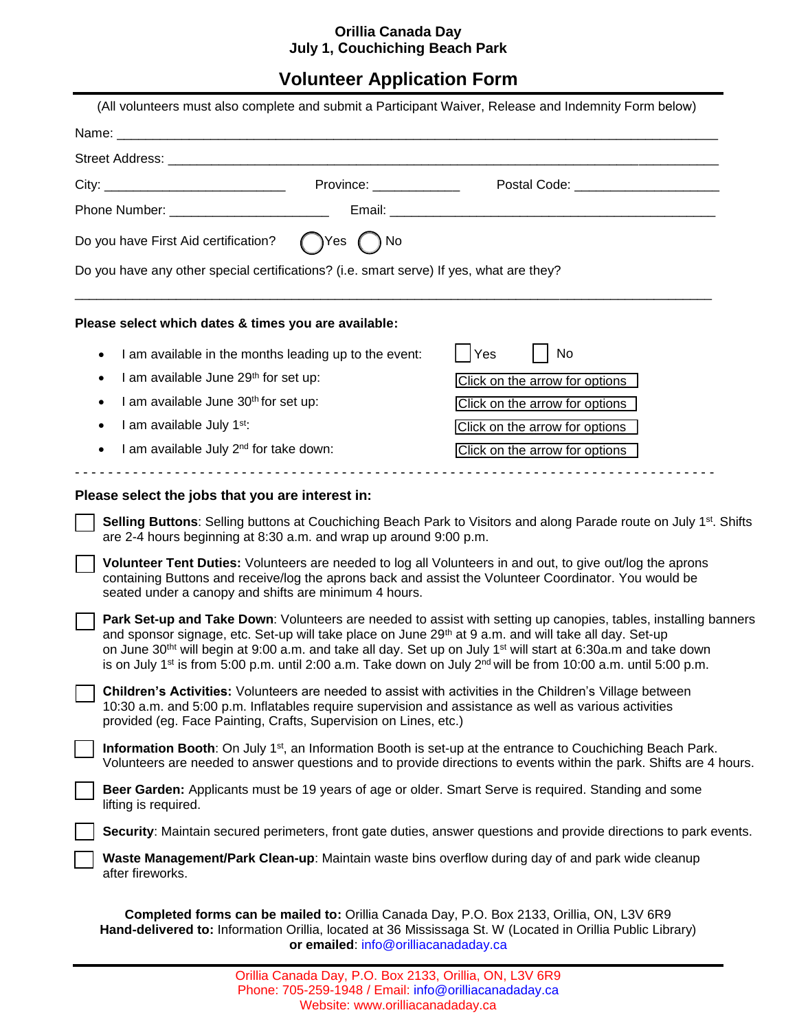**Orillia Canada Day**
**July 1, Couchiching Beach Park**

# Volunteer Application Form

(All volunteers must also complete and submit a Participant Waiver, Release and Indemnity Form below)

Name: ______________________________________________________________________________

Street Address: _______________________________________________________________________

City: _________________________ Province: ____________ Postal Code: ____________________

Phone Number: ______________________ Email: ______________________________________________

Do you have First Aid certification? ◯ Yes ◯ No

Do you have any other special certifications? (i.e. smart serve) If yes, what are they?

_____________________________________________________________________________________

**Please select which dates & times you are available:**

- I am available in the months leading up to the event: ☐ Yes ☐ No
- I am available June 29th for set up: Click on the arrow for options
- I am available June 30th for set up: Click on the arrow for options
- I am available July 1st: Click on the arrow for options
- I am available July 2nd for take down: Click on the arrow for options

- - - - - - - - - - - - - - - - - - - - - - - - - - - - - - - - - - - - - - - - - - - - - - - - - - - -

**Please select the jobs that you are interest in:**

☐ **Selling Buttons**: Selling buttons at Couchiching Beach Park to Visitors and along Parade route on July 1st. Shifts are 2-4 hours beginning at 8:30 a.m. and wrap up around 9:00 p.m.

☐ **Volunteer Tent Duties:** Volunteers are needed to log all Volunteers in and out, to give out/log the aprons containing Buttons and receive/log the aprons back and assist the Volunteer Coordinator. You would be seated under a canopy and shifts are minimum 4 hours.

☐ **Park Set-up and Take Down**: Volunteers are needed to assist with setting up canopies, tables, installing banners and sponsor signage, etc. Set-up will take place on June 29th at 9 a.m. and will take all day. Set-up on June 30tht will begin at 9:00 a.m. and take all day. Set up on July 1st will start at 6:30a.m and take down is on July 1st is from 5:00 p.m. until 2:00 a.m. Take down on July 2nd will be from 10:00 a.m. until 5:00 p.m.

☐ **Children's Activities:** Volunteers are needed to assist with activities in the Children's Village between 10:30 a.m. and 5:00 p.m. Inflatables require supervision and assistance as well as various activities provided (eg. Face Painting, Crafts, Supervision on Lines, etc.)

☐ **Information Booth**: On July 1st, an Information Booth is set-up at the entrance to Couchiching Beach Park. Volunteers are needed to answer questions and to provide directions to events within the park. Shifts are 4 hours.

☐ **Beer Garden:** Applicants must be 19 years of age or older. Smart Serve is required. Standing and some lifting is required.

☐ **Security**: Maintain secured perimeters, front gate duties, answer questions and provide directions to park events.

☐ **Waste Management/Park Clean-up**: Maintain waste bins overflow during day of and park wide cleanup after fireworks.

**Completed forms can be mailed to:** Orillia Canada Day, P.O. Box 2133, Orillia, ON, L3V 6R9
**Hand-delivered to:** Information Orillia, located at 36 Mississaga St. W (Located in Orillia Public Library)
**or emailed**: info@orilliacanadaday.ca

Orillia Canada Day, P.O. Box 2133, Orillia, ON, L3V 6R9
Phone: 705-259-1948 / Email: info@orilliacanadaday.ca
Website: www.orilliacanadaday.ca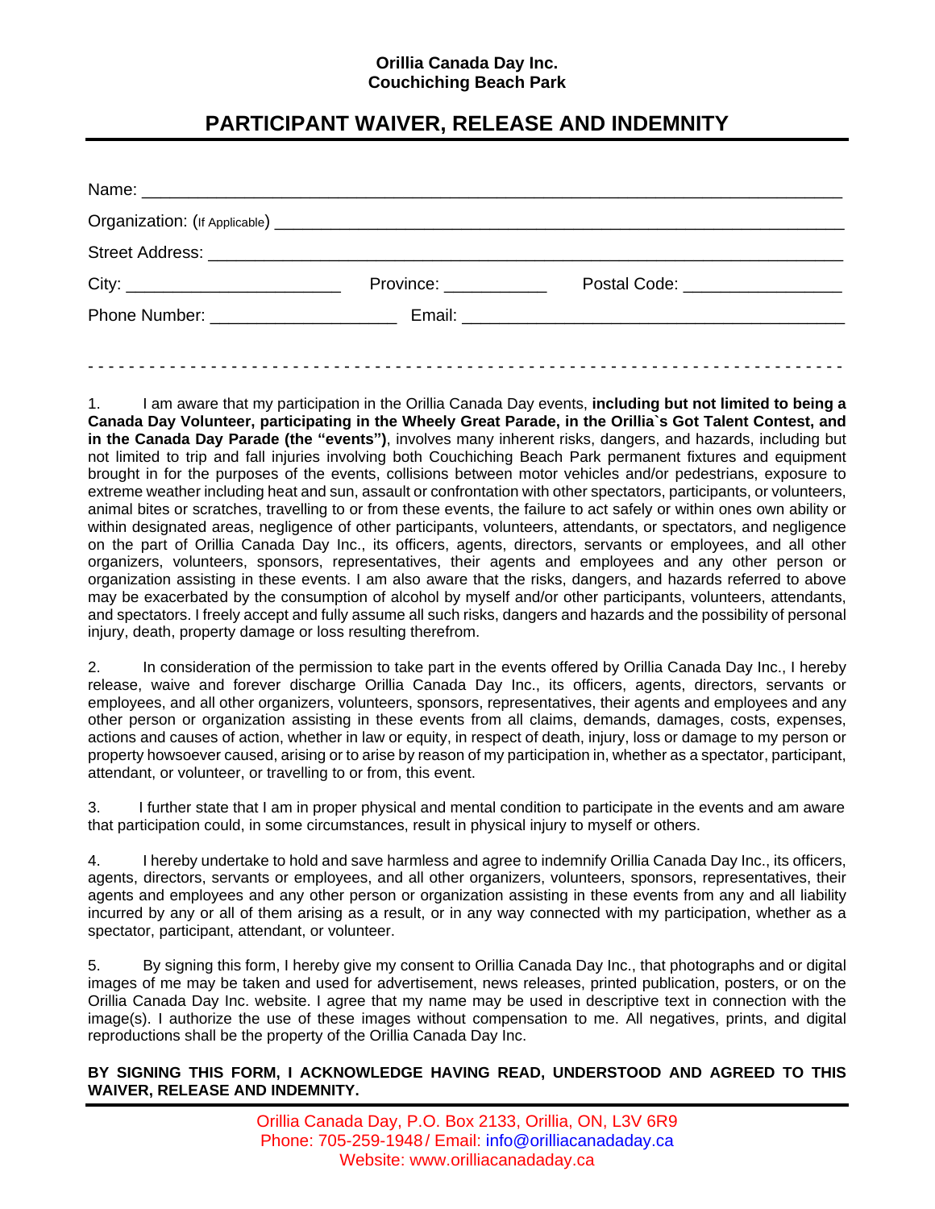**Orillia Canada Day Inc.**
**Couchiching Beach Park**

# PARTICIPANT WAIVER, RELEASE AND INDEMNITY

Name: ___________________________________________________________________________

Organization: (If Applicable) ______________________________________________________

Street Address: ____________________________________________________________________

City: _______________________ Province: ___________ Postal Code: _________________

Phone Number: ____________________ Email: _________________________________________

- - - - - - - - - - - - - - - - - - - - - - - - - - - - - - - - - - - - - - - - - - - - - - - - - - - - - - - - - - - - - - - - - -

1. I am aware that my participation in the Orillia Canada Day events, **including but not limited to being a Canada Day Volunteer, participating in the Wheely Great Parade, in the Orillia`s Got Talent Contest, and in the Canada Day Parade (the "events")**, involves many inherent risks, dangers, and hazards, including but not limited to trip and fall injuries involving both Couchiching Beach Park permanent fixtures and equipment brought in for the purposes of the events, collisions between motor vehicles and/or pedestrians, exposure to extreme weather including heat and sun, assault or confrontation with other spectators, participants, or volunteers, animal bites or scratches, travelling to or from these events, the failure to act safely or within ones own ability or within designated areas, negligence of other participants, volunteers, attendants, or spectators, and negligence on the part of Orillia Canada Day Inc., its officers, agents, directors, servants or employees, and all other organizers, volunteers, sponsors, representatives, their agents and employees and any other person or organization assisting in these events. I am also aware that the risks, dangers, and hazards referred to above may be exacerbated by the consumption of alcohol by myself and/or other participants, volunteers, attendants, and spectators. I freely accept and fully assume all such risks, dangers and hazards and the possibility of personal injury, death, property damage or loss resulting therefrom.

2. In consideration of the permission to take part in the events offered by Orillia Canada Day Inc., I hereby release, waive and forever discharge Orillia Canada Day Inc., its officers, agents, directors, servants or employees, and all other organizers, volunteers, sponsors, representatives, their agents and employees and any other person or organization assisting in these events from all claims, demands, damages, costs, expenses, actions and causes of action, whether in law or equity, in respect of death, injury, loss or damage to my person or property howsoever caused, arising or to arise by reason of my participation in, whether as a spectator, participant, attendant, or volunteer, or travelling to or from, this event.

3. I further state that I am in proper physical and mental condition to participate in the events and am aware that participation could, in some circumstances, result in physical injury to myself or others.

4. I hereby undertake to hold and save harmless and agree to indemnify Orillia Canada Day Inc., its officers, agents, directors, servants or employees, and all other organizers, volunteers, sponsors, representatives, their agents and employees and any other person or organization assisting in these events from any and all liability incurred by any or all of them arising as a result, or in any way connected with my participation, whether as a spectator, participant, attendant, or volunteer.

5. By signing this form, I hereby give my consent to Orillia Canada Day Inc., that photographs and or digital images of me may be taken and used for advertisement, news releases, printed publication, posters, or on the Orillia Canada Day Inc. website. I agree that my name may be used in descriptive text in connection with the image(s). I authorize the use of these images without compensation to me. All negatives, prints, and digital reproductions shall be the property of the Orillia Canada Day Inc.

**BY SIGNING THIS FORM, I ACKNOWLEDGE HAVING READ, UNDERSTOOD AND AGREED TO THIS WAIVER, RELEASE AND INDEMNITY.**

Orillia Canada Day, P.O. Box 2133, Orillia, ON, L3V 6R9
Phone: 705-259-1948 / Email: info@orilliacanadaday.ca
Website: www.orilliacanadaday.ca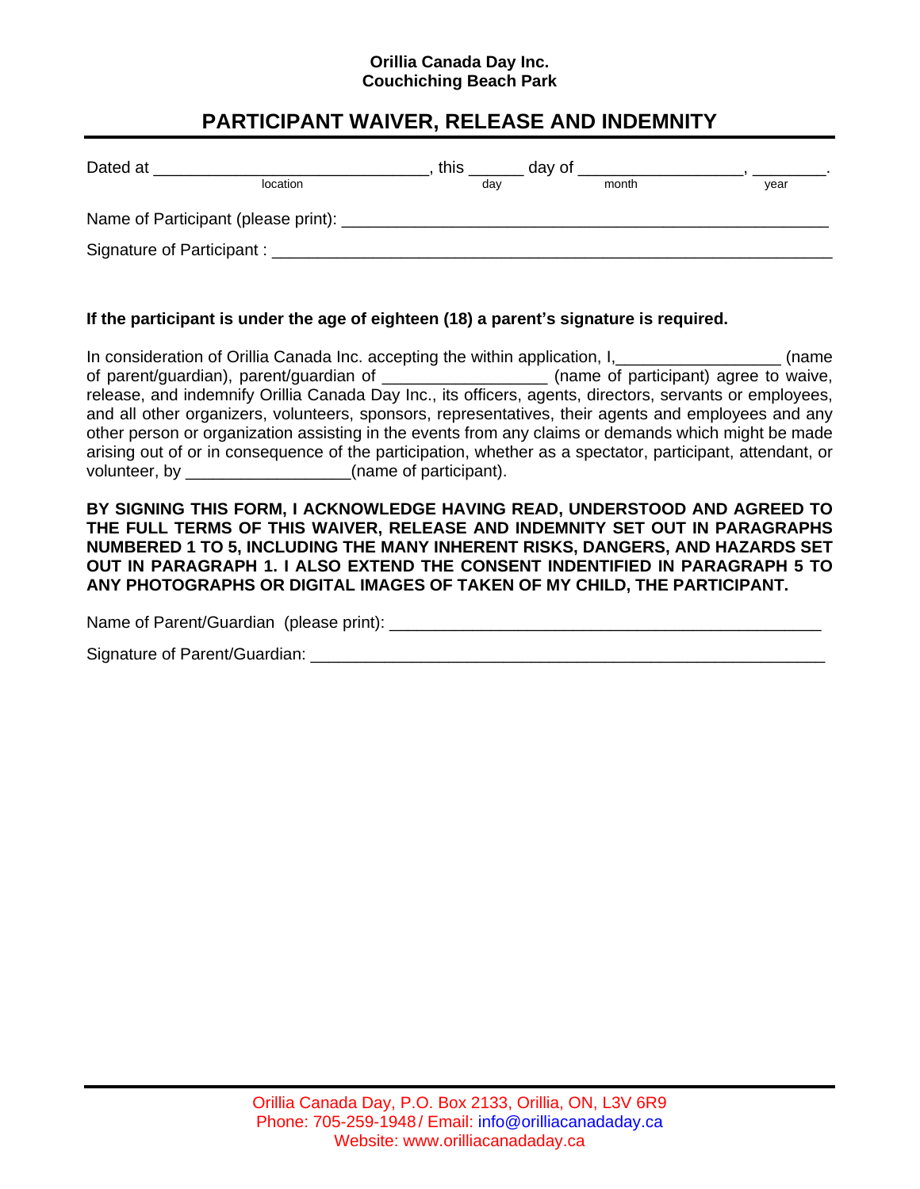**Orillia Canada Day Inc.**
**Couchiching Beach Park**

# PARTICIPANT WAIVER, RELEASE AND INDEMNITY

Dated at ______________________________, this ______ day of _________________, ________.
location day month year

Name of Participant (please print): _____________________________________________________

Signature of Participant : ____________________________________________________________

**If the participant is under the age of eighteen (18) a parent's signature is required.**

In consideration of Orillia Canada Inc. accepting the within application, I,_________________ (name of parent/guardian), parent/guardian of _________________ (name of participant) agree to waive, release, and indemnify Orillia Canada Day Inc., its officers, agents, directors, servants or employees, and all other organizers, volunteers, sponsors, representatives, their agents and employees and any other person or organization assisting in the events from any claims or demands which might be made arising out of or in consequence of the participation, whether as a spectator, participant, attendant, or volunteer, by _________________(name of participant).

**BY SIGNING THIS FORM, I ACKNOWLEDGE HAVING READ, UNDERSTOOD AND AGREED TO THE FULL TERMS OF THIS WAIVER, RELEASE AND INDEMNITY SET OUT IN PARAGRAPHS NUMBERED 1 TO 5, INCLUDING THE MANY INHERENT RISKS, DANGERS, AND HAZARDS SET OUT IN PARAGRAPH 1. I ALSO EXTEND THE CONSENT INDENTIFIED IN PARAGRAPH 5 TO ANY PHOTOGRAPHS OR DIGITAL IMAGES OF TAKEN OF MY CHILD, THE PARTICIPANT.**

Name of Parent/Guardian (please print): ________________________________________________

Signature of Parent/Guardian: _________________________________________________________

Orillia Canada Day, P.O. Box 2133, Orillia, ON, L3V 6R9
Phone: 705-259-1948 / Email: info@orilliacanadaday.ca
Website: www.orilliacanadaday.ca